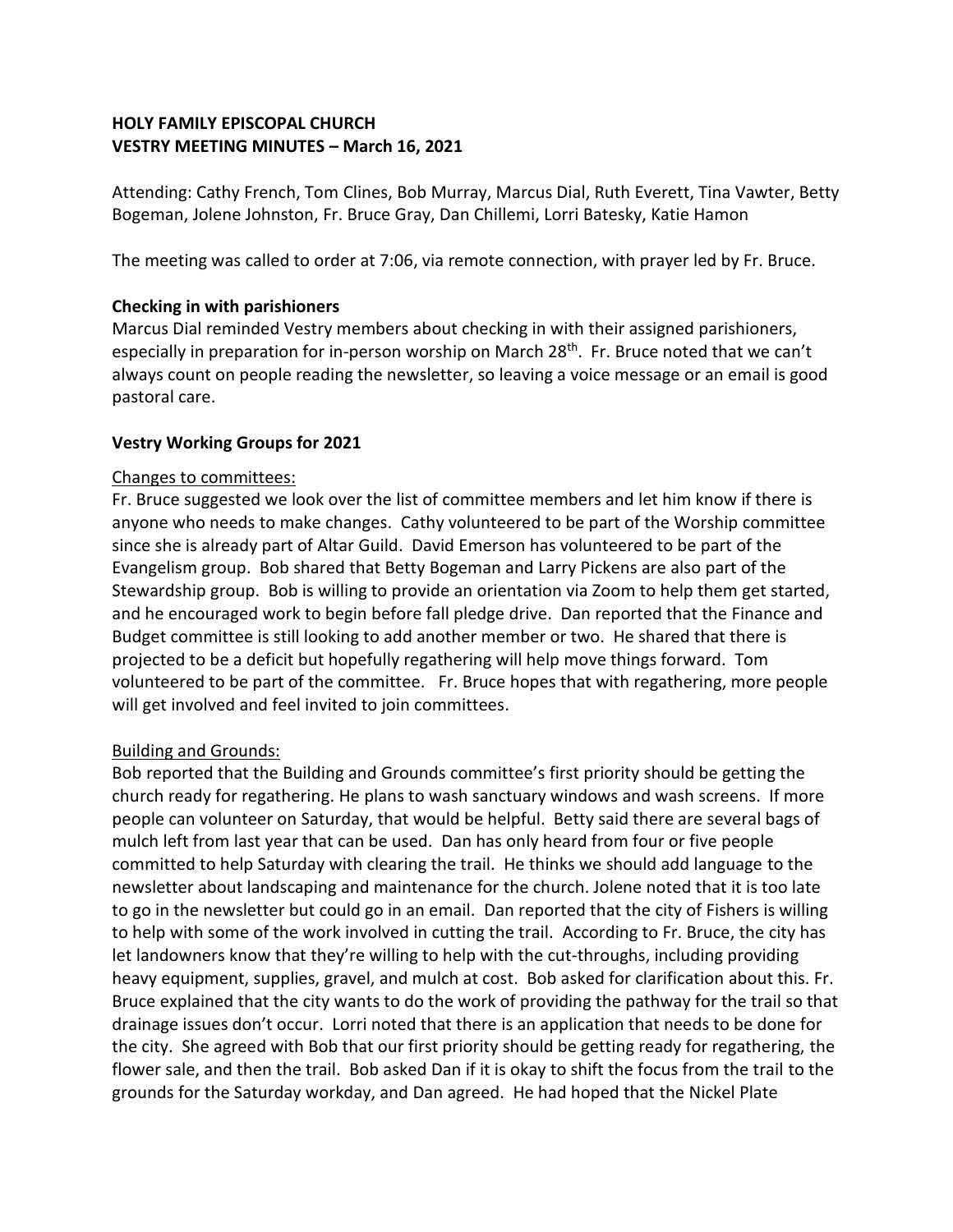**HOLY FAMILY EPISCOPAL CHURCH**
**VESTRY MEETING MINUTES – March 16, 2021**

Attending: Cathy French, Tom Clines, Bob Murray, Marcus Dial, Ruth Everett, Tina Vawter, Betty Bogeman, Jolene Johnston, Fr. Bruce Gray, Dan Chillemi, Lorri Batesky, Katie Hamon

The meeting was called to order at 7:06, via remote connection, with prayer led by Fr. Bruce.

**Checking in with parishioners**

Marcus Dial reminded Vestry members about checking in with their assigned parishioners, especially in preparation for in-person worship on March 28th. Fr. Bruce noted that we can't always count on people reading the newsletter, so leaving a voice message or an email is good pastoral care.

**Vestry Working Groups for 2021**

Changes to committees:

Fr. Bruce suggested we look over the list of committee members and let him know if there is anyone who needs to make changes. Cathy volunteered to be part of the Worship committee since she is already part of Altar Guild. David Emerson has volunteered to be part of the Evangelism group. Bob shared that Betty Bogeman and Larry Pickens are also part of the Stewardship group. Bob is willing to provide an orientation via Zoom to help them get started, and he encouraged work to begin before fall pledge drive. Dan reported that the Finance and Budget committee is still looking to add another member or two. He shared that there is projected to be a deficit but hopefully regathering will help move things forward. Tom volunteered to be part of the committee. Fr. Bruce hopes that with regathering, more people will get involved and feel invited to join committees.

Building and Grounds:

Bob reported that the Building and Grounds committee's first priority should be getting the church ready for regathering. He plans to wash sanctuary windows and wash screens. If more people can volunteer on Saturday, that would be helpful. Betty said there are several bags of mulch left from last year that can be used. Dan has only heard from four or five people committed to help Saturday with clearing the trail. He thinks we should add language to the newsletter about landscaping and maintenance for the church. Jolene noted that it is too late to go in the newsletter but could go in an email. Dan reported that the city of Fishers is willing to help with some of the work involved in cutting the trail. According to Fr. Bruce, the city has let landowners know that they're willing to help with the cut-throughs, including providing heavy equipment, supplies, gravel, and mulch at cost. Bob asked for clarification about this. Fr. Bruce explained that the city wants to do the work of providing the pathway for the trail so that drainage issues don't occur. Lorri noted that there is an application that needs to be done for the city. She agreed with Bob that our first priority should be getting ready for regathering, the flower sale, and then the trail. Bob asked Dan if it is okay to shift the focus from the trail to the grounds for the Saturday workday, and Dan agreed. He had hoped that the Nickel Plate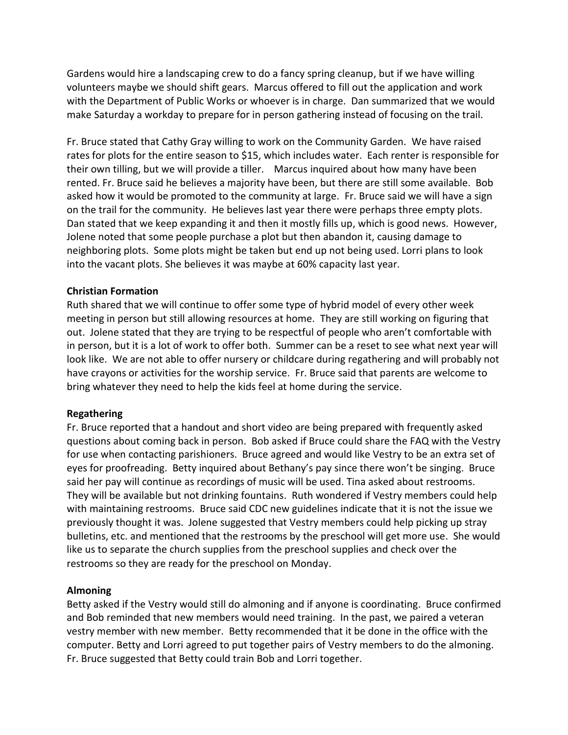Gardens would hire a landscaping crew to do a fancy spring cleanup, but if we have willing volunteers maybe we should shift gears. Marcus offered to fill out the application and work with the Department of Public Works or whoever is in charge. Dan summarized that we would make Saturday a workday to prepare for in person gathering instead of focusing on the trail.

Fr. Bruce stated that Cathy Gray willing to work on the Community Garden. We have raised rates for plots for the entire season to $15, which includes water. Each renter is responsible for their own tilling, but we will provide a tiller. Marcus inquired about how many have been rented. Fr. Bruce said he believes a majority have been, but there are still some available. Bob asked how it would be promoted to the community at large. Fr. Bruce said we will have a sign on the trail for the community. He believes last year there were perhaps three empty plots. Dan stated that we keep expanding it and then it mostly fills up, which is good news. However, Jolene noted that some people purchase a plot but then abandon it, causing damage to neighboring plots. Some plots might be taken but end up not being used. Lorri plans to look into the vacant plots. She believes it was maybe at 60% capacity last year.

**Christian Formation**

Ruth shared that we will continue to offer some type of hybrid model of every other week meeting in person but still allowing resources at home. They are still working on figuring that out. Jolene stated that they are trying to be respectful of people who aren't comfortable with in person, but it is a lot of work to offer both. Summer can be a reset to see what next year will look like. We are not able to offer nursery or childcare during regathering and will probably not have crayons or activities for the worship service. Fr. Bruce said that parents are welcome to bring whatever they need to help the kids feel at home during the service.

**Regathering**

Fr. Bruce reported that a handout and short video are being prepared with frequently asked questions about coming back in person. Bob asked if Bruce could share the FAQ with the Vestry for use when contacting parishioners. Bruce agreed and would like Vestry to be an extra set of eyes for proofreading. Betty inquired about Bethany's pay since there won't be singing. Bruce said her pay will continue as recordings of music will be used. Tina asked about restrooms. They will be available but not drinking fountains. Ruth wondered if Vestry members could help with maintaining restrooms. Bruce said CDC new guidelines indicate that it is not the issue we previously thought it was. Jolene suggested that Vestry members could help picking up stray bulletins, etc. and mentioned that the restrooms by the preschool will get more use. She would like us to separate the church supplies from the preschool supplies and check over the restrooms so they are ready for the preschool on Monday.

**Almoning**

Betty asked if the Vestry would still do almoning and if anyone is coordinating. Bruce confirmed and Bob reminded that new members would need training. In the past, we paired a veteran vestry member with new member. Betty recommended that it be done in the office with the computer. Betty and Lorri agreed to put together pairs of Vestry members to do the almoning. Fr. Bruce suggested that Betty could train Bob and Lorri together.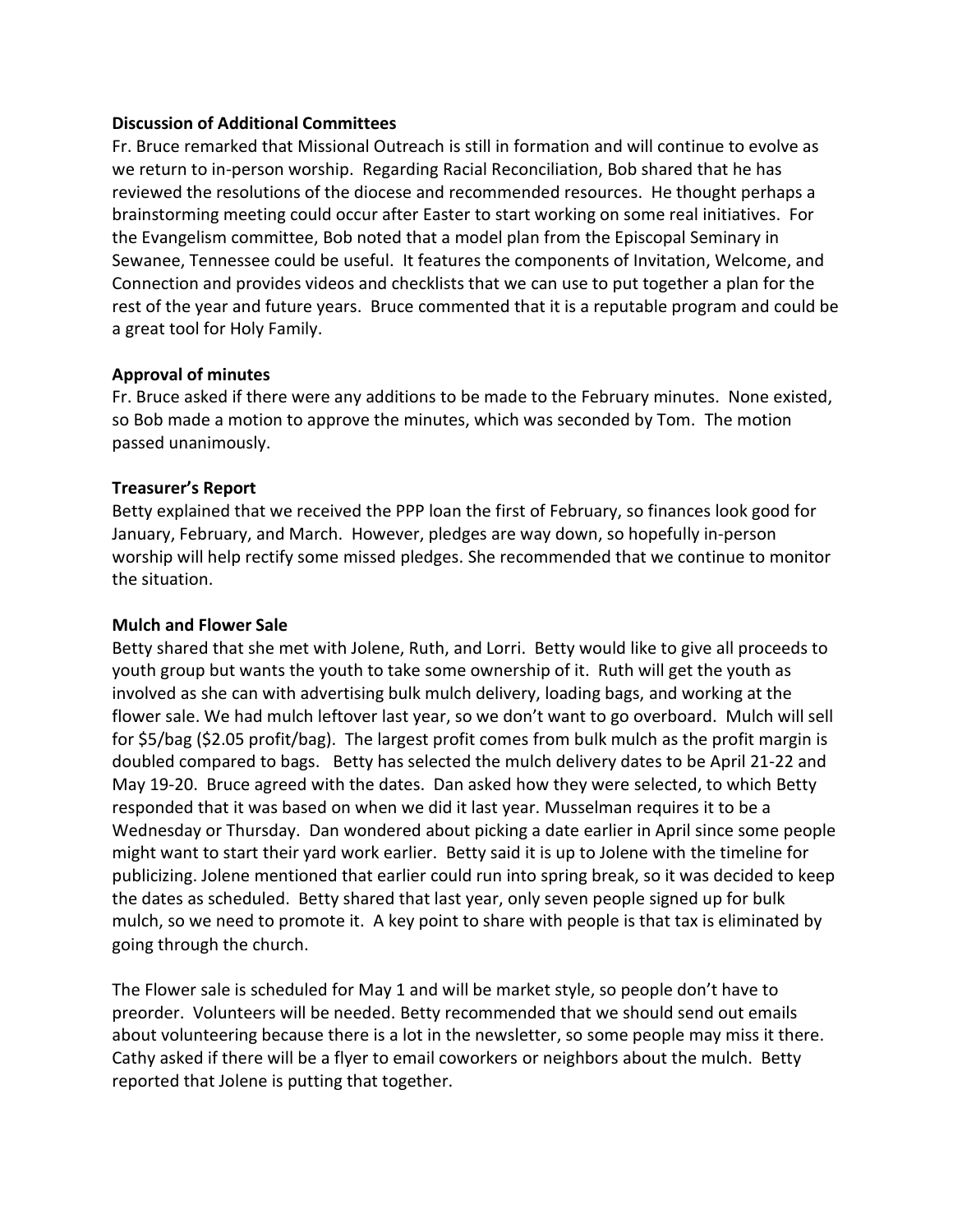**Discussion of Additional Committees**

Fr. Bruce remarked that Missional Outreach is still in formation and will continue to evolve as we return to in-person worship. Regarding Racial Reconciliation, Bob shared that he has reviewed the resolutions of the diocese and recommended resources. He thought perhaps a brainstorming meeting could occur after Easter to start working on some real initiatives. For the Evangelism committee, Bob noted that a model plan from the Episcopal Seminary in Sewanee, Tennessee could be useful. It features the components of Invitation, Welcome, and Connection and provides videos and checklists that we can use to put together a plan for the rest of the year and future years. Bruce commented that it is a reputable program and could be a great tool for Holy Family.

**Approval of minutes**

Fr. Bruce asked if there were any additions to be made to the February minutes. None existed, so Bob made a motion to approve the minutes, which was seconded by Tom. The motion passed unanimously.

**Treasurer's Report**

Betty explained that we received the PPP loan the first of February, so finances look good for January, February, and March. However, pledges are way down, so hopefully in-person worship will help rectify some missed pledges. She recommended that we continue to monitor the situation.

**Mulch and Flower Sale**

Betty shared that she met with Jolene, Ruth, and Lorri. Betty would like to give all proceeds to youth group but wants the youth to take some ownership of it. Ruth will get the youth as involved as she can with advertising bulk mulch delivery, loading bags, and working at the flower sale. We had mulch leftover last year, so we don't want to go overboard. Mulch will sell for $5/bag ($2.05 profit/bag). The largest profit comes from bulk mulch as the profit margin is doubled compared to bags. Betty has selected the mulch delivery dates to be April 21-22 and May 19-20. Bruce agreed with the dates. Dan asked how they were selected, to which Betty responded that it was based on when we did it last year. Musselman requires it to be a Wednesday or Thursday. Dan wondered about picking a date earlier in April since some people might want to start their yard work earlier. Betty said it is up to Jolene with the timeline for publicizing. Jolene mentioned that earlier could run into spring break, so it was decided to keep the dates as scheduled. Betty shared that last year, only seven people signed up for bulk mulch, so we need to promote it. A key point to share with people is that tax is eliminated by going through the church.

The Flower sale is scheduled for May 1 and will be market style, so people don't have to preorder. Volunteers will be needed. Betty recommended that we should send out emails about volunteering because there is a lot in the newsletter, so some people may miss it there. Cathy asked if there will be a flyer to email coworkers or neighbors about the mulch. Betty reported that Jolene is putting that together.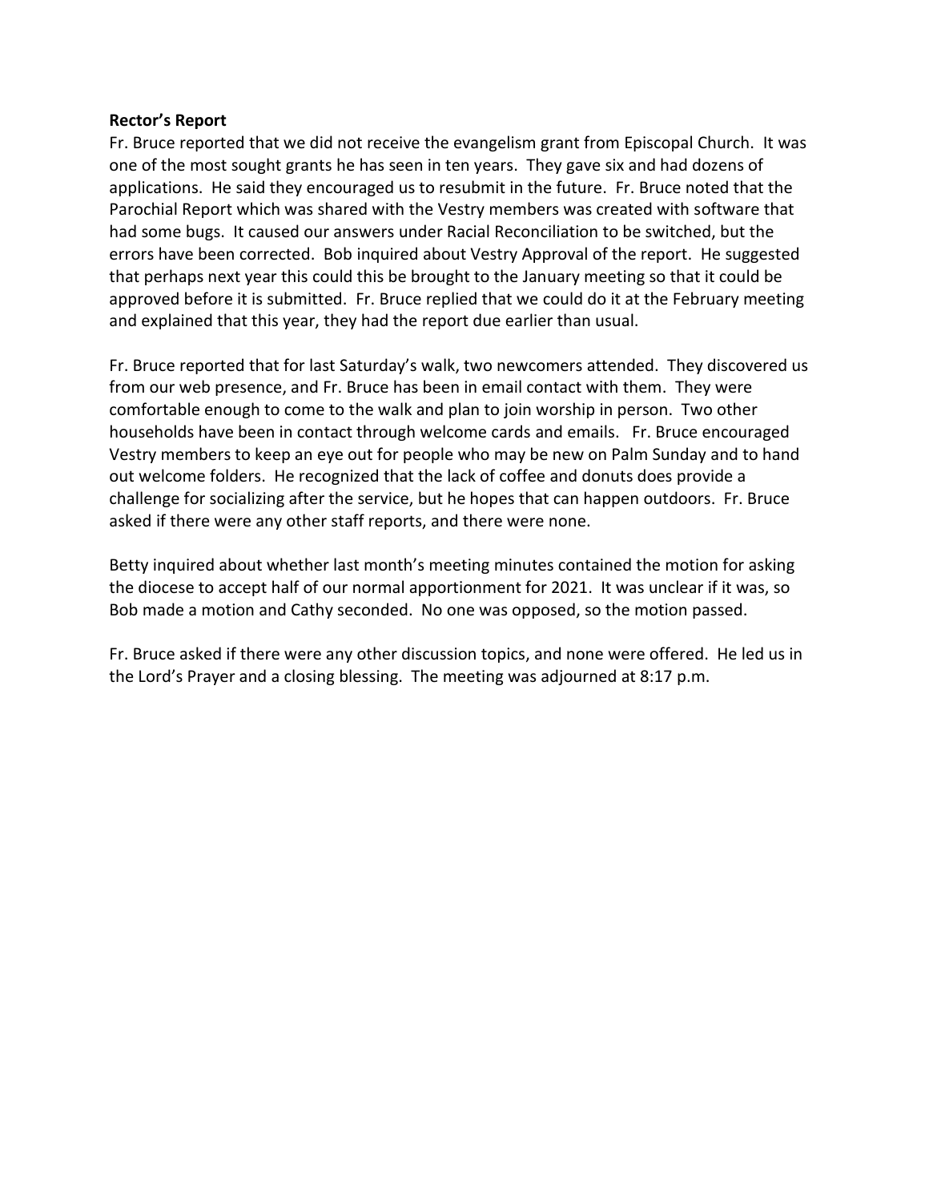**Rector's Report**

Fr. Bruce reported that we did not receive the evangelism grant from Episcopal Church. It was one of the most sought grants he has seen in ten years. They gave six and had dozens of applications. He said they encouraged us to resubmit in the future. Fr. Bruce noted that the Parochial Report which was shared with the Vestry members was created with software that had some bugs. It caused our answers under Racial Reconciliation to be switched, but the errors have been corrected. Bob inquired about Vestry Approval of the report. He suggested that perhaps next year this could this be brought to the January meeting so that it could be approved before it is submitted. Fr. Bruce replied that we could do it at the February meeting and explained that this year, they had the report due earlier than usual.

Fr. Bruce reported that for last Saturday's walk, two newcomers attended. They discovered us from our web presence, and Fr. Bruce has been in email contact with them. They were comfortable enough to come to the walk and plan to join worship in person. Two other households have been in contact through welcome cards and emails. Fr. Bruce encouraged Vestry members to keep an eye out for people who may be new on Palm Sunday and to hand out welcome folders. He recognized that the lack of coffee and donuts does provide a challenge for socializing after the service, but he hopes that can happen outdoors. Fr. Bruce asked if there were any other staff reports, and there were none.

Betty inquired about whether last month's meeting minutes contained the motion for asking the diocese to accept half of our normal apportionment for 2021. It was unclear if it was, so Bob made a motion and Cathy seconded. No one was opposed, so the motion passed.

Fr. Bruce asked if there were any other discussion topics, and none were offered. He led us in the Lord's Prayer and a closing blessing. The meeting was adjourned at 8:17 p.m.